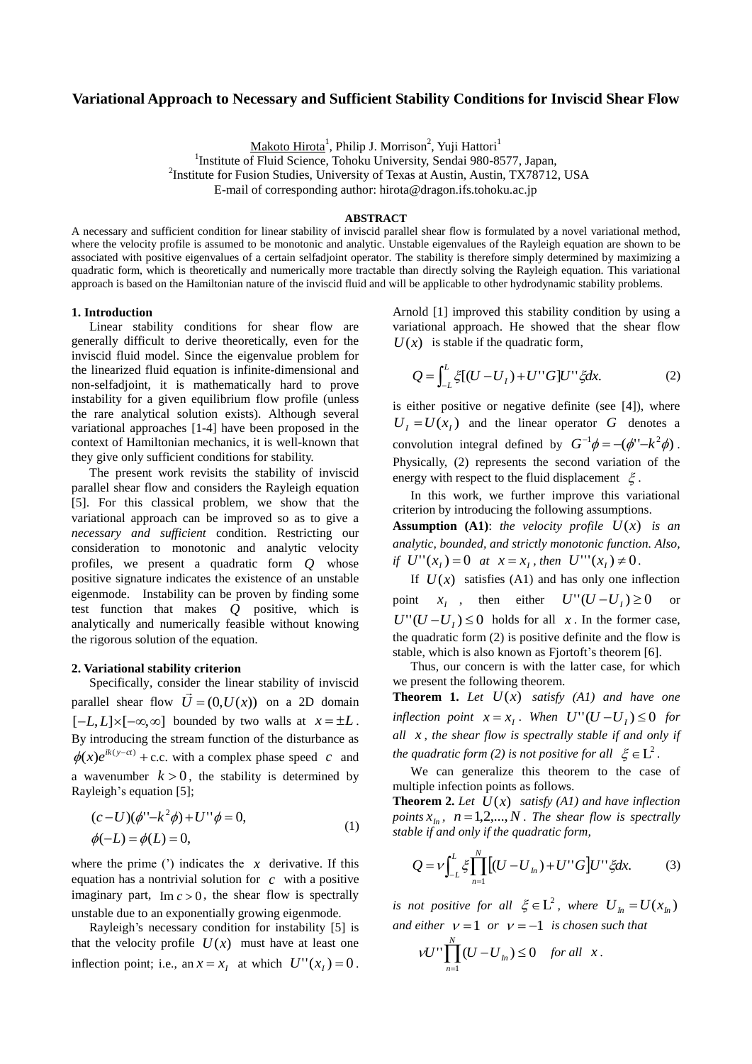# Variational Approach to Necessary and Sufficient Stability Conditions for Inviscid Shear Flow

Makoto Hirota[1], Philip J. Morrison[2], Yuji Hattori[1]

[1]Institute of Fluid Science, Tohoku University, Sendai 980-8577, Japan,

[2]Institute for Fusion Studies, University of Texas at Austin, Austin, TX78712, USA

E-mail of corresponding author: hirota@dragon.ifs.tohoku.ac.jp

**ABSTRACT**

A necessary and sufficient condition for linear stability of inviscid parallel shear flow is formulated by a novel variational method, where the velocity profile is assumed to be monotonic and analytic. Unstable eigenvalues of the Rayleigh equation are shown to be associated with positive eigenvalues of a certain selfadjoint operator. The stability is therefore simply determined by maximizing a quadratic form, which is theoretically and numerically more tractable than directly solving the Rayleigh equation. This variational approach is based on the Hamiltonian nature of the inviscid fluid and will be applicable to other hydrodynamic stability problems.

## 1. Introduction

Linear stability conditions for shear flow are generally difficult to derive theoretically, even for the inviscid fluid model. Since the eigenvalue problem for the linearized fluid equation is infinite-dimensional and non-selfadjoint, it is mathematically hard to prove instability for a given equilibrium flow profile (unless the rare analytical solution exists). Although several variational approaches [1-4] have been proposed in the context of Hamiltonian mechanics, it is well-known that they give only sufficient conditions for stability.

The present work revisits the stability of inviscid parallel shear flow and considers the Rayleigh equation [5]. For this classical problem, we show that the variational approach can be improved so as to give a *necessary and sufficient* condition. Restricting our consideration to monotonic and analytic velocity profiles, we present a quadratic form $Q$ whose positive signature indicates the existence of an unstable eigenmode. Instability can be proven by finding some test function that makes $Q$ positive, which is analytically and numerically feasible without knowing the rigorous solution of the equation.

## 2. Variational stability criterion

Specifically, consider the linear stability of inviscid parallel shear flow $\vec{U}=(0,U(x))$ on a 2D domain $[-L,L]\times[-\infty,\infty]$ bounded by two walls at $x=\pm L$. By introducing the stream function of the disturbance as $\phi(x)e^{ik(y-ct)}+\text{c.c.}$ with a complex phase speed $c$ and a wavenumber $k>0$, the stability is determined by Rayleigh's equation [5];

$$
\begin{aligned}
&(c-U)(\phi''-k^2\phi)+U''\phi=0,\\
&\phi(-L)=\phi(L)=0,
\end{aligned}
\tag{1}
$$

where the prime (') indicates the $x$ derivative. If this equation has a nontrivial solution for $c$ with a positive imaginary part, $\operatorname{Im} c>0$, the shear flow is spectrally unstable due to an exponentially growing eigenmode.

Rayleigh's necessary condition for instability [5] is that the velocity profile $U(x)$ must have at least one inflection point; i.e., an $x=x_I$ at which $U''(x_I)=0$. Arnold [1] improved this stability condition by using a variational approach. He showed that the shear flow $U(x)$ is stable if the quadratic form,

$$
Q=\int_{-L}^{L}\xi[(U-U_I)+U''G]U''\xi dx. \tag{2}
$$

is either positive or negative definite (see [4]), where $U_I=U(x_I)$ and the linear operator $G$ denotes a convolution integral defined by $G^{-1}\phi=-(\phi''-k^2\phi)$. Physically, (2) represents the second variation of the energy with respect to the fluid displacement $\xi$.

In this work, we further improve this variational criterion by introducing the following assumptions.

**Assumption (A1)**: *the velocity profile $U(x)$ is an analytic, bounded, and strictly monotonic function. Also, if $U''(x_I)=0$ at $x=x_I$, then $U'''(x_I)\neq 0$.*

If $U(x)$ satisfies (A1) and has only one inflection point $x_I$, then either $U''(U-U_I)\geq 0$ or $U''(U-U_I)\leq 0$ holds for all $x$. In the former case, the quadratic form (2) is positive definite and the flow is stable, which is also known as Fjortoft's theorem [6].

Thus, our concern is with the latter case, for which we present the following theorem.

**Theorem 1.** *Let $U(x)$ satisfy (A1) and have one inflection point $x=x_I$. When $U''(U-U_I)\leq 0$ for all $x$, the shear flow is spectrally stable if and only if the quadratic form (2) is not positive for all $\xi\in \mathrm{L}^2$.*

We can generalize this theorem to the case of multiple infection points as follows.

**Theorem 2.** *Let $U(x)$ satisfy (A1) and have inflection points $x_{In}$, $n=1,2,\ldots,N$. The shear flow is spectrally stable if and only if the quadratic form,*

$$
Q=\nu\int_{-L}^{L}\xi\prod_{n=1}^{N}\left[(U-U_{In})+U''G\right]U''\xi dx. \tag{3}
$$

*is not positive for all $\xi\in \mathrm{L}^2$, where $U_{In}=U(x_{In})$ and either $\nu=1$ or $\nu=-1$ is chosen such that*

$$
\nu U''\prod_{n=1}^{N}(U-U_{In})\leq 0 \quad \text{for all } x.
$$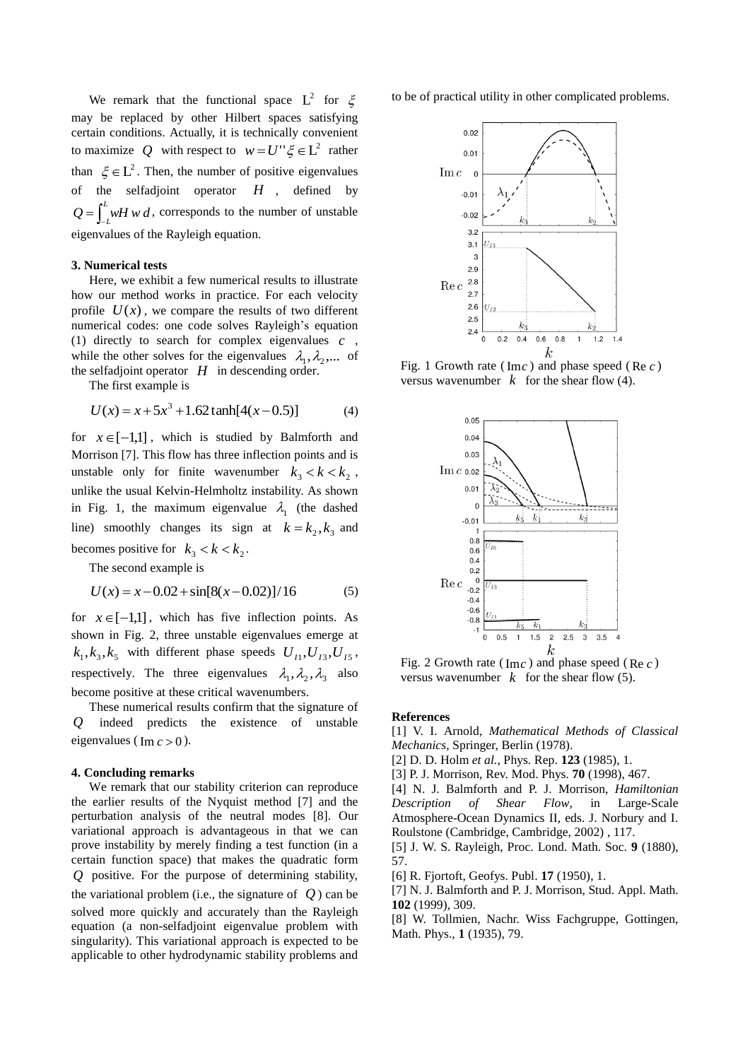We remark that the functional space $L^2$ for $\xi$ may be replaced by other Hilbert spaces satisfying certain conditions. Actually, it is technically convenient to maximize $Q$ with respect to $w = U''\xi \in L^2$ rather than $\xi \in L^2$. Then, the number of positive eigenvalues of the selfadjoint operator $H$, defined by $Q = \int_{-L}^{L} wHw\,d$, corresponds to the number of unstable eigenvalues of the Rayleigh equation.

### 3. Numerical tests

Here, we exhibit a few numerical results to illustrate how our method works in practice. For each velocity profile $U(x)$, we compare the results of two different numerical codes: one code solves Rayleigh's equation (1) directly to search for complex eigenvalues $c$, while the other solves for the eigenvalues $\lambda_1, \lambda_2, ...$ of the selfadjoint operator $H$ in descending order.

The first example is

$$U(x) = x + 5x^3 + 1.62\tanh[4(x - 0.5)] \qquad (4)$$

for $x \in [-1,1]$, which is studied by Balmforth and Morrison [7]. This flow has three inflection points and is unstable only for finite wavenumber $k_3 < k < k_2$, unlike the usual Kelvin-Helmholtz instability. As shown in Fig. 1, the maximum eigenvalue $\lambda_1$ (the dashed line) smoothly changes its sign at $k = k_2, k_3$ and becomes positive for $k_3 < k < k_2$.

The second example is

$$U(x) = x - 0.02 + \sin[8(x - 0.02)]/16 \qquad (5)$$

for $x \in [-1,1]$, which has five inflection points. As shown in Fig. 2, three unstable eigenvalues emerge at $k_1, k_3, k_5$ with different phase speeds $U_{I1}, U_{I3}, U_{I5}$, respectively. The three eigenvalues $\lambda_1, \lambda_2, \lambda_3$ also become positive at these critical wavenumbers.

These numerical results confirm that the signature of $Q$ indeed predicts the existence of unstable eigenvalues ($\mathrm{Im}\, c > 0$).

### 4. Concluding remarks

We remark that our stability criterion can reproduce the earlier results of the Nyquist method [7] and the perturbation analysis of the neutral modes [8]. Our variational approach is advantageous in that we can prove instability by merely finding a test function (in a certain function space) that makes the quadratic form $Q$ positive. For the purpose of determining stability, the variational problem (i.e., the signature of $Q$) can be solved more quickly and accurately than the Rayleigh equation (a non-selfadjoint eigenvalue problem with singularity). This variational approach is expected to be applicable to other hydrodynamic stability problems and to be of practical utility in other complicated problems.

Im $c$
0.02
0.01
0
-0.01
-0.02
$\lambda_1$
$k_3$
$k_2$
Re $c$
3.2
3.1
3
2.9
2.8
2.7
2.6
2.5
2.4
$U_{I3}$
$U_{I2}$
$k_3$
$k_2$
0 0.2 0.4 0.6 0.8 1 1.2 1.4
$k$

Fig. 1 Growth rate ($\mathrm{Im}\, c$) and phase speed ($\mathrm{Re}\, c$) versus wavenumber $k$ for the shear flow (4).

Im $c$
0.05
0.04
0.03
0.02
0.01
0
-0.01
$\lambda_1$
$\lambda_2$
$\lambda_3$
$k_5$ $k_1$ $k_3$
Re $c$
1
0.8
0.6
0.4
0.2
0
-0.2
-0.4
-0.6
-0.8
-1
$U_{I5}$
$U_{I3}$
$U_{I1}$
$k_5$ $k_1$ $k_3$
0 0.5 1 1.5 2 2.5 3 3.5 4
$k$

Fig. 2 Growth rate ($\mathrm{Im}\, c$) and phase speed ($\mathrm{Re}\, c$) versus wavenumber $k$ for the shear flow (5).

### References

[1] V. I. Arnold, *Mathematical Methods of Classical Mechanics*, Springer, Berlin (1978).

[2] D. D. Holm *et al.*, Phys. Rep. **123** (1985), 1.

[3] P. J. Morrison, Rev. Mod. Phys. **70** (1998), 467.

[4] N. J. Balmforth and P. J. Morrison, *Hamiltonian Description of Shear Flow*, in Large-Scale Atmosphere-Ocean Dynamics II, eds. J. Norbury and I. Roulstone (Cambridge, Cambridge, 2002) , 117.

[5] J. W. S. Rayleigh, Proc. Lond. Math. Soc. **9** (1880), 57.

[6] R. Fjortoft, Geofys. Publ. **17** (1950), 1.

[7] N. J. Balmforth and P. J. Morrison, Stud. Appl. Math. **102** (1999), 309.

[8] W. Tollmien, Nachr. Wiss Fachgruppe, Gottingen, Math. Phys., **1** (1935), 79.